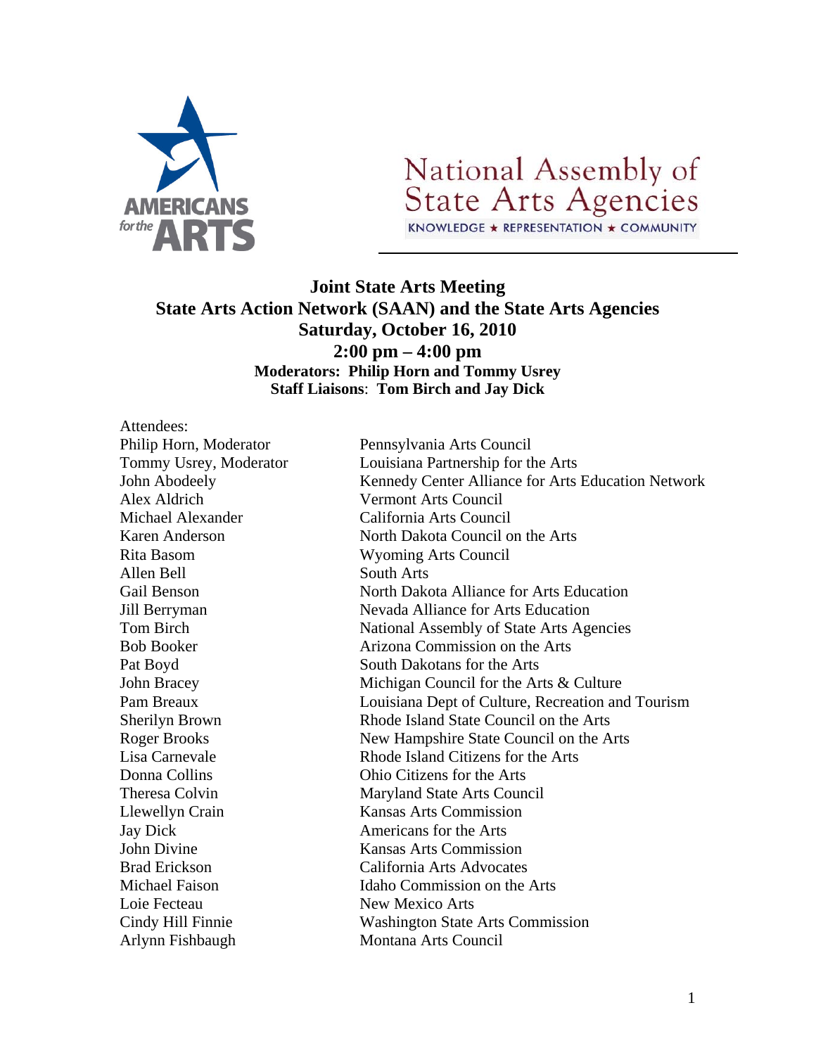National Assembly of State Arts Agencies

KNOWLEDGE ★ REPRESENTATION ★ COMMUNITY

# Joint State Arts Meeting
## State Arts Action Network (SAAN) and the State Arts Agencies
## Saturday, October 16, 2010
## 2:00 pm – 4:00 pm

**Moderators: Philip Horn and Tommy Usrey**
**Staff Liaisons: Tom Birch and Jay Dick**

Attendees:

| | |
|---|---|
| Philip Horn, Moderator | Pennsylvania Arts Council |
| Tommy Usrey, Moderator | Louisiana Partnership for the Arts |
| John Abodeely | Kennedy Center Alliance for Arts Education Network |
| Alex Aldrich | Vermont Arts Council |
| Michael Alexander | California Arts Council |
| Karen Anderson | North Dakota Council on the Arts |
| Rita Basom | Wyoming Arts Council |
| Allen Bell | South Arts |
| Gail Benson | North Dakota Alliance for Arts Education |
| Jill Berryman | Nevada Alliance for Arts Education |
| Tom Birch | National Assembly of State Arts Agencies |
| Bob Booker | Arizona Commission on the Arts |
| Pat Boyd | South Dakotans for the Arts |
| John Bracey | Michigan Council for the Arts & Culture |
| Pam Breaux | Louisiana Dept of Culture, Recreation and Tourism |
| Sherilyn Brown | Rhode Island State Council on the Arts |
| Roger Brooks | New Hampshire State Council on the Arts |
| Lisa Carnevale | Rhode Island Citizens for the Arts |
| Donna Collins | Ohio Citizens for the Arts |
| Theresa Colvin | Maryland State Arts Council |
| Llewellyn Crain | Kansas Arts Commission |
| Jay Dick | Americans for the Arts |
| John Divine | Kansas Arts Commission |
| Brad Erickson | California Arts Advocates |
| Michael Faison | Idaho Commission on the Arts |
| Loie Fecteau | New Mexico Arts |
| Cindy Hill Finnie | Washington State Arts Commission |
| Arlynn Fishbaugh | Montana Arts Council |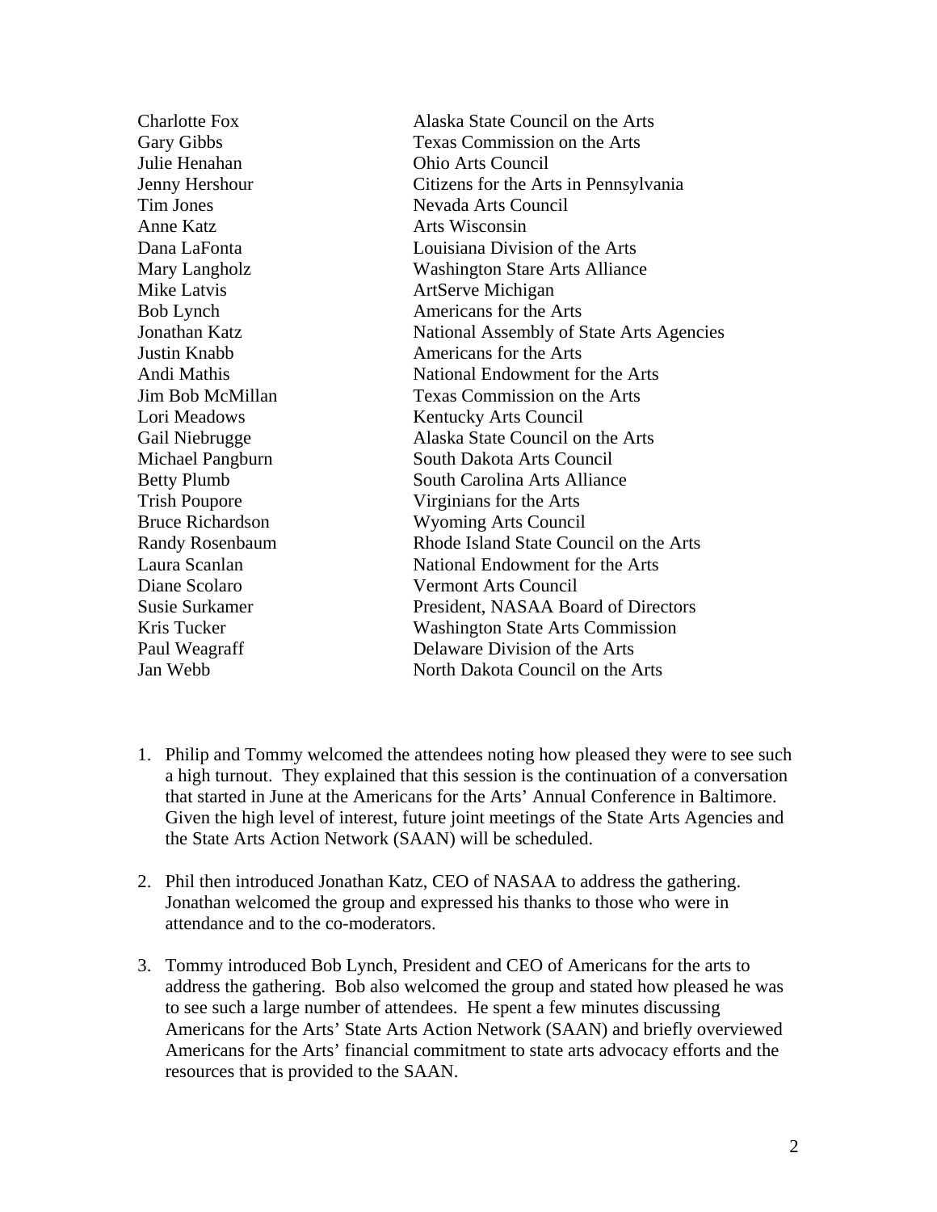| | |
|---|---|
| Charlotte Fox | Alaska State Council on the Arts |
| Gary Gibbs | Texas Commission on the Arts |
| Julie Henahan | Ohio Arts Council |
| Jenny Hershour | Citizens for the Arts in Pennsylvania |
| Tim Jones | Nevada Arts Council |
| Anne Katz | Arts Wisconsin |
| Dana LaFonta | Louisiana Division of the Arts |
| Mary Langholz | Washington Stare Arts Alliance |
| Mike Latvis | ArtServe Michigan |
| Bob Lynch | Americans for the Arts |
| Jonathan Katz | National Assembly of State Arts Agencies |
| Justin Knabb | Americans for the Arts |
| Andi Mathis | National Endowment for the Arts |
| Jim Bob McMillan | Texas Commission on the Arts |
| Lori Meadows | Kentucky Arts Council |
| Gail Niebrugge | Alaska State Council on the Arts |
| Michael Pangburn | South Dakota Arts Council |
| Betty Plumb | South Carolina Arts Alliance |
| Trish Poupore | Virginians for the Arts |
| Bruce Richardson | Wyoming Arts Council |
| Randy Rosenbaum | Rhode Island State Council on the Arts |
| Laura Scanlan | National Endowment for the Arts |
| Diane Scolaro | Vermont Arts Council |
| Susie Surkamer | President, NASAA Board of Directors |
| Kris Tucker | Washington State Arts Commission |
| Paul Weagraff | Delaware Division of the Arts |
| Jan Webb | North Dakota Council on the Arts |

1. Philip and Tommy welcomed the attendees noting how pleased they were to see such a high turnout. They explained that this session is the continuation of a conversation that started in June at the Americans for the Arts' Annual Conference in Baltimore. Given the high level of interest, future joint meetings of the State Arts Agencies and the State Arts Action Network (SAAN) will be scheduled.

2. Phil then introduced Jonathan Katz, CEO of NASAA to address the gathering. Jonathan welcomed the group and expressed his thanks to those who were in attendance and to the co-moderators.

3. Tommy introduced Bob Lynch, President and CEO of Americans for the arts to address the gathering. Bob also welcomed the group and stated how pleased he was to see such a large number of attendees. He spent a few minutes discussing Americans for the Arts' State Arts Action Network (SAAN) and briefly overviewed Americans for the Arts' financial commitment to state arts advocacy efforts and the resources that is provided to the SAAN.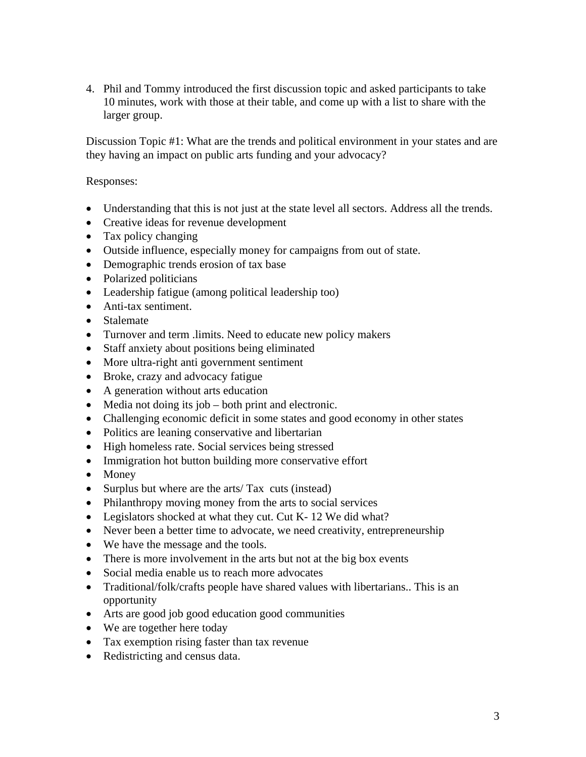4. Phil and Tommy introduced the first discussion topic and asked participants to take 10 minutes, work with those at their table, and come up with a list to share with the larger group.

Discussion Topic #1: What are the trends and political environment in your states and are they having an impact on public arts funding and your advocacy?

Responses:

- Understanding that this is not just at the state level all sectors. Address all the trends.
- Creative ideas for revenue development
- Tax policy changing
- Outside influence, especially money for campaigns from out of state.
- Demographic trends erosion of tax base
- Polarized politicians
- Leadership fatigue (among political leadership too)
- Anti-tax sentiment.
- Stalemate
- Turnover and term .limits. Need to educate new policy makers
- Staff anxiety about positions being eliminated
- More ultra-right anti government sentiment
- Broke, crazy and advocacy fatigue
- A generation without arts education
- Media not doing its job – both print and electronic.
- Challenging economic deficit in some states and good economy in other states
- Politics are leaning conservative and libertarian
- High homeless rate. Social services being stressed
- Immigration hot button building more conservative effort
- Money
- Surplus but where are the arts/ Tax cuts (instead)
- Philanthropy moving money from the arts to social services
- Legislators shocked at what they cut. Cut K- 12 We did what?
- Never been a better time to advocate, we need creativity, entrepreneurship
- We have the message and the tools.
- There is more involvement in the arts but not at the big box events
- Social media enable us to reach more advocates
- Traditional/folk/crafts people have shared values with libertarians.. This is an opportunity
- Arts are good job good education good communities
- We are together here today
- Tax exemption rising faster than tax revenue
- Redistricting and census data.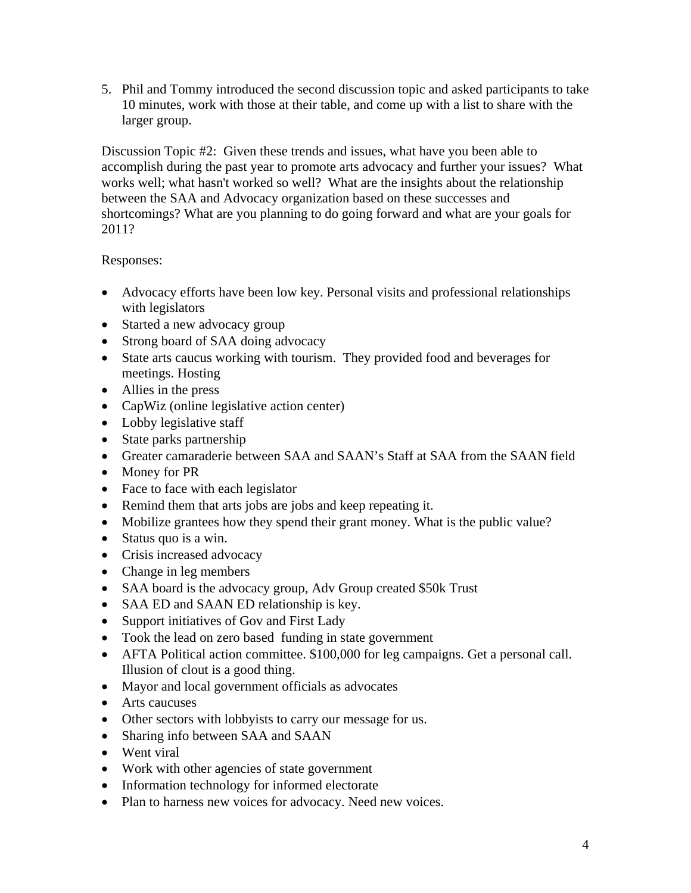5. Phil and Tommy introduced the second discussion topic and asked participants to take 10 minutes, work with those at their table, and come up with a list to share with the larger group.

Discussion Topic #2: Given these trends and issues, what have you been able to accomplish during the past year to promote arts advocacy and further your issues? What works well; what hasn't worked so well? What are the insights about the relationship between the SAA and Advocacy organization based on these successes and shortcomings? What are you planning to do going forward and what are your goals for 2011?

Responses:

- Advocacy efforts have been low key. Personal visits and professional relationships with legislators
- Started a new advocacy group
- Strong board of SAA doing advocacy
- State arts caucus working with tourism. They provided food and beverages for meetings. Hosting
- Allies in the press
- CapWiz (online legislative action center)
- Lobby legislative staff
- State parks partnership
- Greater camaraderie between SAA and SAAN's Staff at SAA from the SAAN field
- Money for PR
- Face to face with each legislator
- Remind them that arts jobs are jobs and keep repeating it.
- Mobilize grantees how they spend their grant money. What is the public value?
- Status quo is a win.
- Crisis increased advocacy
- Change in leg members
- SAA board is the advocacy group, Adv Group created $50k Trust
- SAA ED and SAAN ED relationship is key.
- Support initiatives of Gov and First Lady
- Took the lead on zero based funding in state government
- AFTA Political action committee. $100,000 for leg campaigns. Get a personal call. Illusion of clout is a good thing.
- Mayor and local government officials as advocates
- Arts caucuses
- Other sectors with lobbyists to carry our message for us.
- Sharing info between SAA and SAAN
- Went viral
- Work with other agencies of state government
- Information technology for informed electorate
- Plan to harness new voices for advocacy. Need new voices.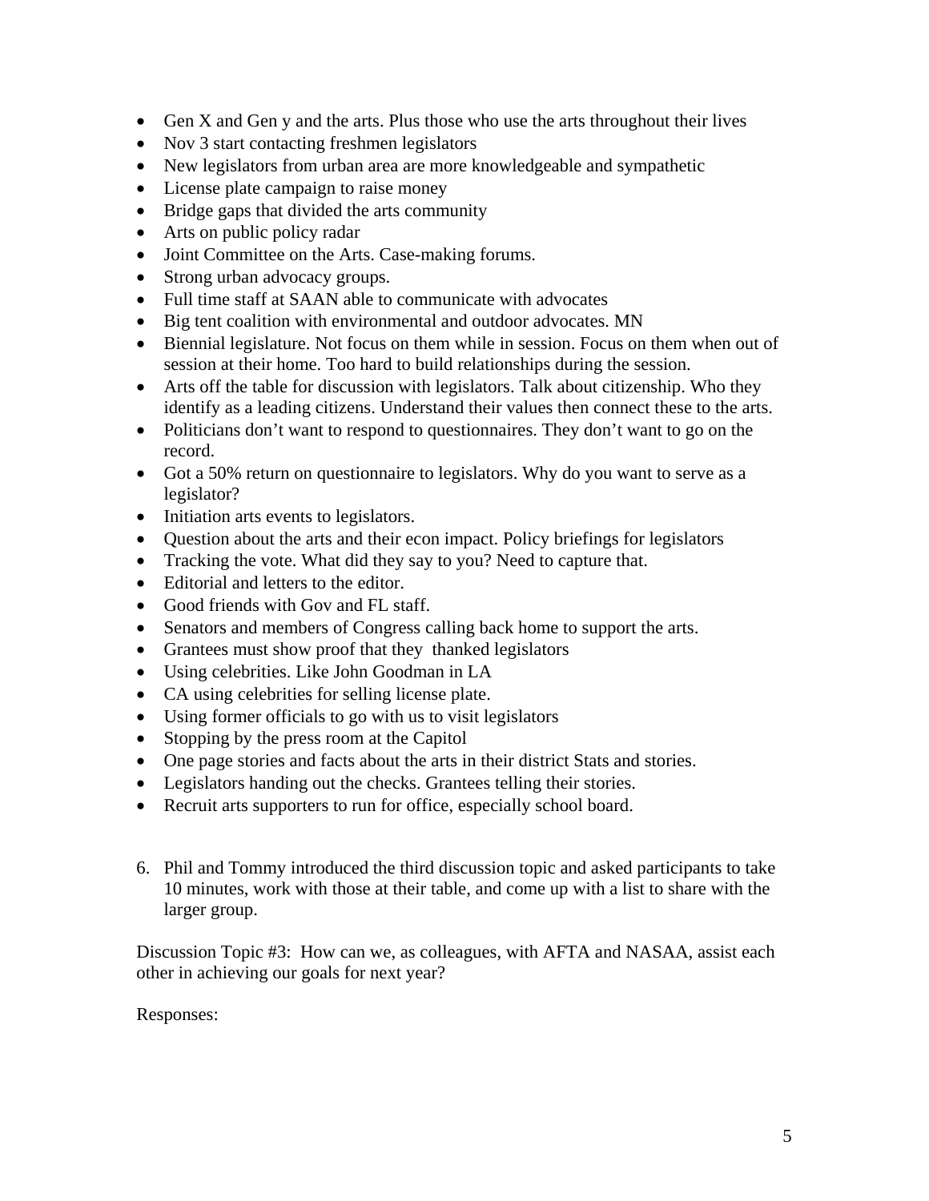- Gen X and Gen y and the arts. Plus those who use the arts throughout their lives
- Nov 3 start contacting freshmen legislators
- New legislators from urban area are more knowledgeable and sympathetic
- License plate campaign to raise money
- Bridge gaps that divided the arts community
- Arts on public policy radar
- Joint Committee on the Arts. Case-making forums.
- Strong urban advocacy groups.
- Full time staff at SAAN able to communicate with advocates
- Big tent coalition with environmental and outdoor advocates. MN
- Biennial legislature. Not focus on them while in session. Focus on them when out of session at their home. Too hard to build relationships during the session.
- Arts off the table for discussion with legislators. Talk about citizenship. Who they identify as a leading citizens. Understand their values then connect these to the arts.
- Politicians don't want to respond to questionnaires. They don't want to go on the record.
- Got a 50% return on questionnaire to legislators. Why do you want to serve as a legislator?
- Initiation arts events to legislators.
- Question about the arts and their econ impact. Policy briefings for legislators
- Tracking the vote. What did they say to you? Need to capture that.
- Editorial and letters to the editor.
- Good friends with Gov and FL staff.
- Senators and members of Congress calling back home to support the arts.
- Grantees must show proof that they thanked legislators
- Using celebrities. Like John Goodman in LA
- CA using celebrities for selling license plate.
- Using former officials to go with us to visit legislators
- Stopping by the press room at the Capitol
- One page stories and facts about the arts in their district Stats and stories.
- Legislators handing out the checks. Grantees telling their stories.
- Recruit arts supporters to run for office, especially school board.

6. Phil and Tommy introduced the third discussion topic and asked participants to take 10 minutes, work with those at their table, and come up with a list to share with the larger group.

Discussion Topic #3: How can we, as colleagues, with AFTA and NASAA, assist each other in achieving our goals for next year?

Responses: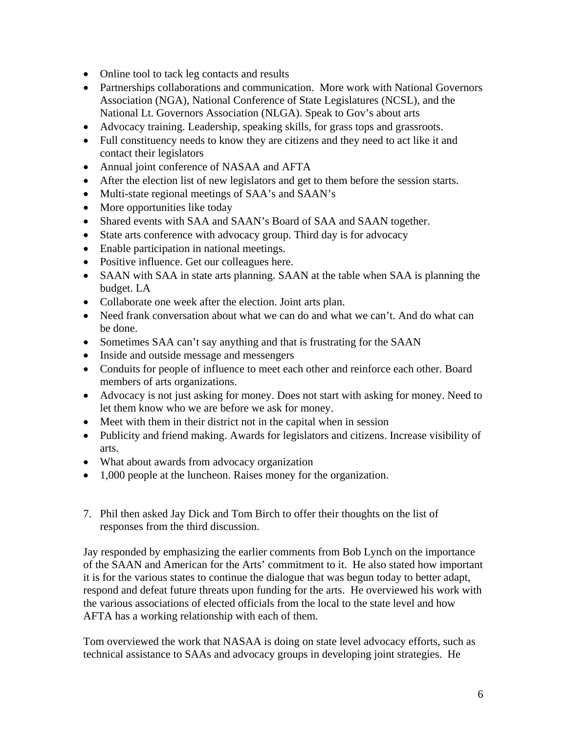- Online tool to tack leg contacts and results
- Partnerships collaborations and communication. More work with National Governors Association (NGA), National Conference of State Legislatures (NCSL), and the National Lt. Governors Association (NLGA). Speak to Gov's about arts
- Advocacy training. Leadership, speaking skills, for grass tops and grassroots.
- Full constituency needs to know they are citizens and they need to act like it and contact their legislators
- Annual joint conference of NASAA and AFTA
- After the election list of new legislators and get to them before the session starts.
- Multi-state regional meetings of SAA's and SAAN's
- More opportunities like today
- Shared events with SAA and SAAN's Board of SAA and SAAN together.
- State arts conference with advocacy group. Third day is for advocacy
- Enable participation in national meetings.
- Positive influence. Get our colleagues here.
- SAAN with SAA in state arts planning. SAAN at the table when SAA is planning the budget. LA
- Collaborate one week after the election. Joint arts plan.
- Need frank conversation about what we can do and what we can't. And do what can be done.
- Sometimes SAA can't say anything and that is frustrating for the SAAN
- Inside and outside message and messengers
- Conduits for people of influence to meet each other and reinforce each other. Board members of arts organizations.
- Advocacy is not just asking for money. Does not start with asking for money. Need to let them know who we are before we ask for money.
- Meet with them in their district not in the capital when in session
- Publicity and friend making. Awards for legislators and citizens. Increase visibility of arts.
- What about awards from advocacy organization
- 1,000 people at the luncheon. Raises money for the organization.

7. Phil then asked Jay Dick and Tom Birch to offer their thoughts on the list of responses from the third discussion.

Jay responded by emphasizing the earlier comments from Bob Lynch on the importance of the SAAN and American for the Arts' commitment to it. He also stated how important it is for the various states to continue the dialogue that was begun today to better adapt, respond and defeat future threats upon funding for the arts. He overviewed his work with the various associations of elected officials from the local to the state level and how AFTA has a working relationship with each of them.

Tom overviewed the work that NASAA is doing on state level advocacy efforts, such as technical assistance to SAAs and advocacy groups in developing joint strategies. He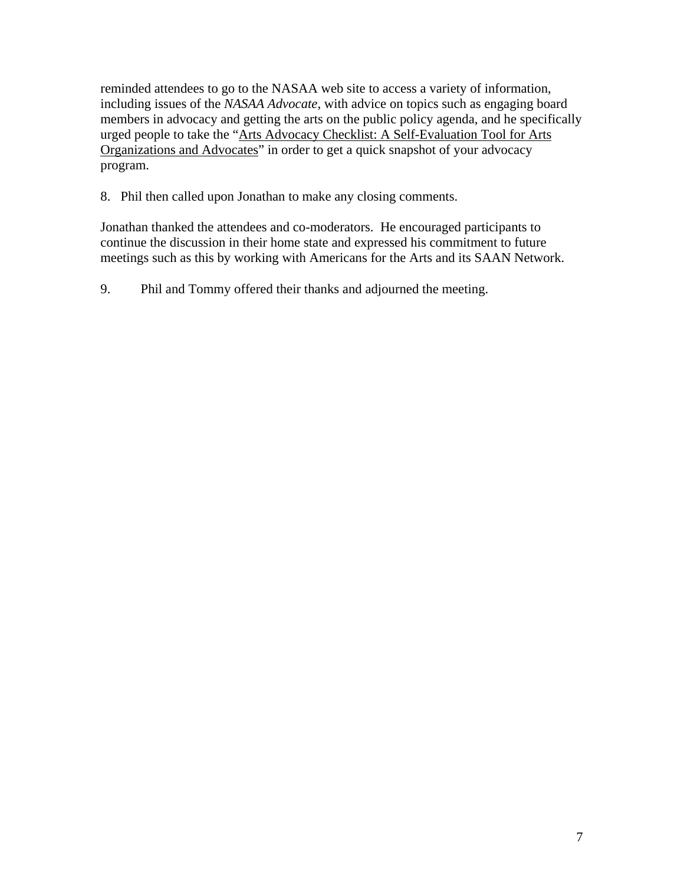reminded attendees to go to the NASAA web site to access a variety of information, including issues of the *NASAA Advocate*, with advice on topics such as engaging board members in advocacy and getting the arts on the public policy agenda, and he specifically urged people to take the "Arts Advocacy Checklist: A Self-Evaluation Tool for Arts Organizations and Advocates" in order to get a quick snapshot of your advocacy program.

8. Phil then called upon Jonathan to make any closing comments.

Jonathan thanked the attendees and co-moderators. He encouraged participants to continue the discussion in their home state and expressed his commitment to future meetings such as this by working with Americans for the Arts and its SAAN Network.

9. Phil and Tommy offered their thanks and adjourned the meeting.